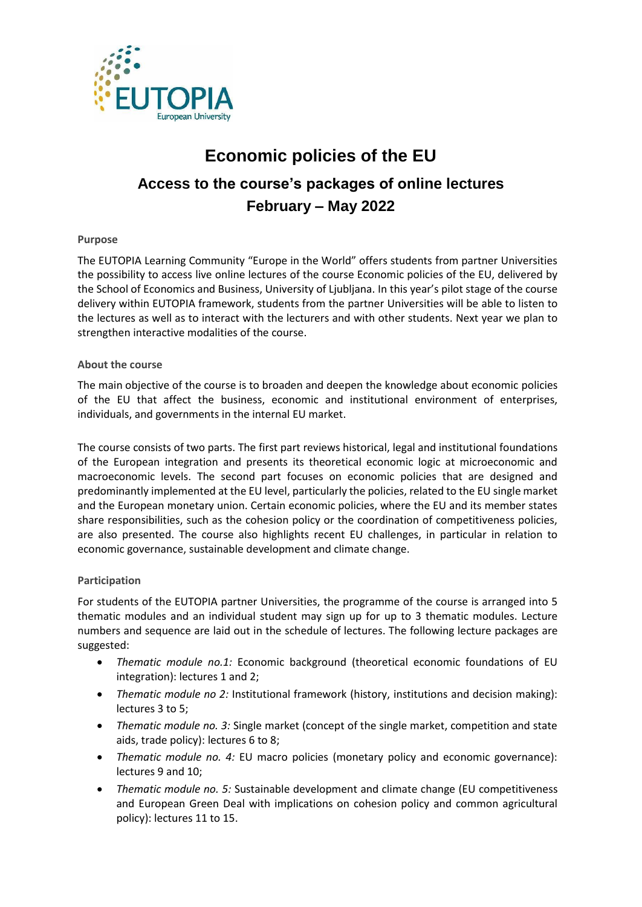EUTOPIA
European University

# Economic policies of the EU

## Access to the course's packages of online lectures
## February – May 2022

### Purpose

The EUTOPIA Learning Community "Europe in the World" offers students from partner Universities the possibility to access live online lectures of the course Economic policies of the EU, delivered by the School of Economics and Business, University of Ljubljana. In this year's pilot stage of the course delivery within EUTOPIA framework, students from the partner Universities will be able to listen to the lectures as well as to interact with the lecturers and with other students. Next year we plan to strengthen interactive modalities of the course.

### About the course

The main objective of the course is to broaden and deepen the knowledge about economic policies of the EU that affect the business, economic and institutional environment of enterprises, individuals, and governments in the internal EU market.

The course consists of two parts. The first part reviews historical, legal and institutional foundations of the European integration and presents its theoretical economic logic at microeconomic and macroeconomic levels. The second part focuses on economic policies that are designed and predominantly implemented at the EU level, particularly the policies, related to the EU single market and the European monetary union. Certain economic policies, where the EU and its member states share responsibilities, such as the cohesion policy or the coordination of competitiveness policies, are also presented. The course also highlights recent EU challenges, in particular in relation to economic governance, sustainable development and climate change.

### Participation

For students of the EUTOPIA partner Universities, the programme of the course is arranged into 5 thematic modules and an individual student may sign up for up to 3 thematic modules. Lecture numbers and sequence are laid out in the schedule of lectures. The following lecture packages are suggested:

- *Thematic module no.1:* Economic background (theoretical economic foundations of EU integration): lectures 1 and 2;
- *Thematic module no 2:* Institutional framework (history, institutions and decision making): lectures 3 to 5;
- *Thematic module no. 3:* Single market (concept of the single market, competition and state aids, trade policy): lectures 6 to 8;
- *Thematic module no. 4:* EU macro policies (monetary policy and economic governance): lectures 9 and 10;
- *Thematic module no. 5:* Sustainable development and climate change (EU competitiveness and European Green Deal with implications on cohesion policy and common agricultural policy): lectures 11 to 15.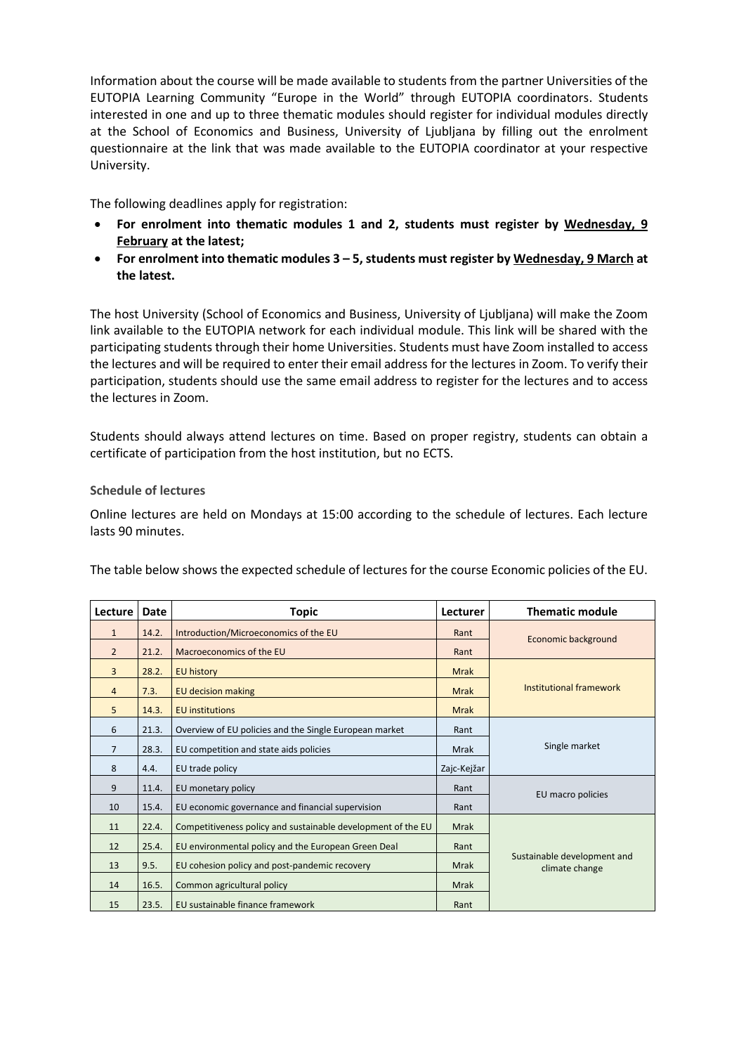Information about the course will be made available to students from the partner Universities of the EUTOPIA Learning Community "Europe in the World" through EUTOPIA coordinators. Students interested in one and up to three thematic modules should register for individual modules directly at the School of Economics and Business, University of Ljubljana by filling out the enrolment questionnaire at the link that was made available to the EUTOPIA coordinator at your respective University.

The following deadlines apply for registration:

- **For enrolment into thematic modules 1 and 2, students must register by Wednesday, 9 February at the latest;**
- **For enrolment into thematic modules 3 – 5, students must register by Wednesday, 9 March at the latest.**

The host University (School of Economics and Business, University of Ljubljana) will make the Zoom link available to the EUTOPIA network for each individual module. This link will be shared with the participating students through their home Universities. Students must have Zoom installed to access the lectures and will be required to enter their email address for the lectures in Zoom. To verify their participation, students should use the same email address to register for the lectures and to access the lectures in Zoom.

Students should always attend lectures on time. Based on proper registry, students can obtain a certificate of participation from the host institution, but no ECTS.

### Schedule of lectures

Online lectures are held on Mondays at 15:00 according to the schedule of lectures. Each lecture lasts 90 minutes.

The table below shows the expected schedule of lectures for the course Economic policies of the EU.

| Lecture | Date | Topic | Lecturer | Thematic module |
|---|---|---|---|---|
| 1 | 14.2. | Introduction/Microeconomics of the EU | Rant | Economic background |
| 2 | 21.2. | Macroeconomics of the EU | Rant | |
| 3 | 28.2. | EU history | Mrak | Institutional framework |
| 4 | 7.3. | EU decision making | Mrak | |
| 5 | 14.3. | EU institutions | Mrak | |
| 6 | 21.3. | Overview of EU policies and the Single European market | Rant | Single market |
| 7 | 28.3. | EU competition and state aids policies | Mrak | |
| 8 | 4.4. | EU trade policy | Zajc-Kejžar | |
| 9 | 11.4. | EU monetary policy | Rant | EU macro policies |
| 10 | 15.4. | EU economic governance and financial supervision | Rant | |
| 11 | 22.4. | Competitiveness policy and sustainable development of the EU | Mrak | Sustainable development and climate change |
| 12 | 25.4. | EU environmental policy and the European Green Deal | Rant | |
| 13 | 9.5. | EU cohesion policy and post-pandemic recovery | Mrak | |
| 14 | 16.5. | Common agricultural policy | Mrak | |
| 15 | 23.5. | EU sustainable finance framework | Rant | |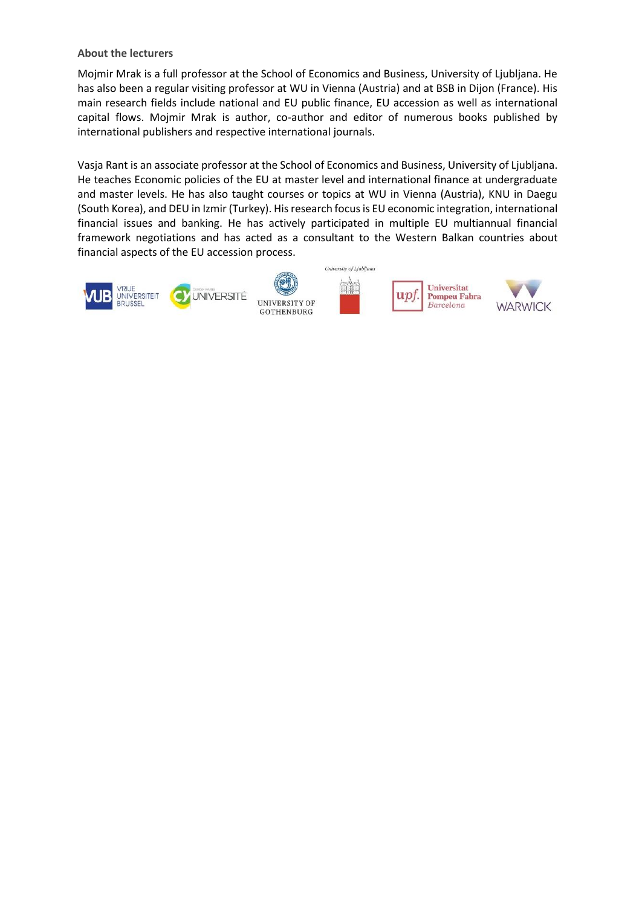**About the lecturers**

Mojmir Mrak is a full professor at the School of Economics and Business, University of Ljubljana. He has also been a regular visiting professor at WU in Vienna (Austria) and at BSB in Dijon (France). His main research fields include national and EU public finance, EU accession as well as international capital flows. Mojmir Mrak is author, co-author and editor of numerous books published by international publishers and respective international journals.

Vasja Rant is an associate professor at the School of Economics and Business, University of Ljubljana. He teaches Economic policies of the EU at master level and international finance at undergraduate and master levels. He has also taught courses or topics at WU in Vienna (Austria), KNU in Daegu (South Korea), and DEU in Izmir (Turkey). His research focus is EU economic integration, international financial issues and banking. He has actively participated in multiple EU multiannual financial framework negotiations and has acted as a consultant to the Western Balkan countries about financial aspects of the EU accession process.

VUB Vrije Universiteit Brussel | CY Université | University of Gothenburg | University of Ljubljana | upf. Universitat Pompeu Fabra Barcelona | Warwick